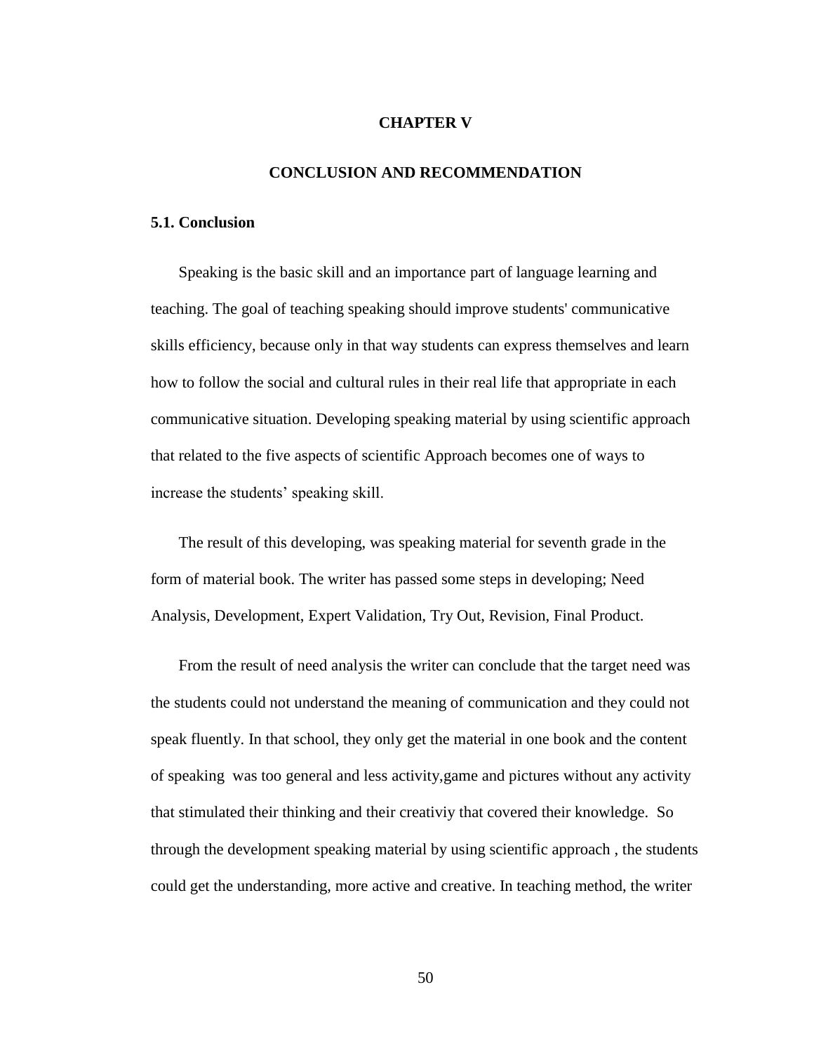# CHAPTER V

# CONCLUSION AND RECOMMENDATION

## 5.1. Conclusion

Speaking is the basic skill and an importance part of language learning and teaching. The goal of teaching speaking should improve students' communicative skills efficiency, because only in that way students can express themselves and learn how to follow the social and cultural rules in their real life that appropriate in each communicative situation. Developing speaking material by using scientific approach that related to the five aspects of scientific Approach becomes one of ways to increase the students' speaking skill.

The result of this developing, was speaking material for seventh grade in the form of material book. The writer has passed some steps in developing; Need Analysis, Development, Expert Validation, Try Out, Revision, Final Product.

From the result of need analysis the writer can conclude that the target need was the students could not understand the meaning of communication and they could not speak fluently. In that school, they only get the material in one book and the content of speaking was too general and less activity,game and pictures without any activity that stimulated their thinking and their creativiy that covered their knowledge. So through the development speaking material by using scientific approach , the students could get the understanding, more active and creative. In teaching method, the writer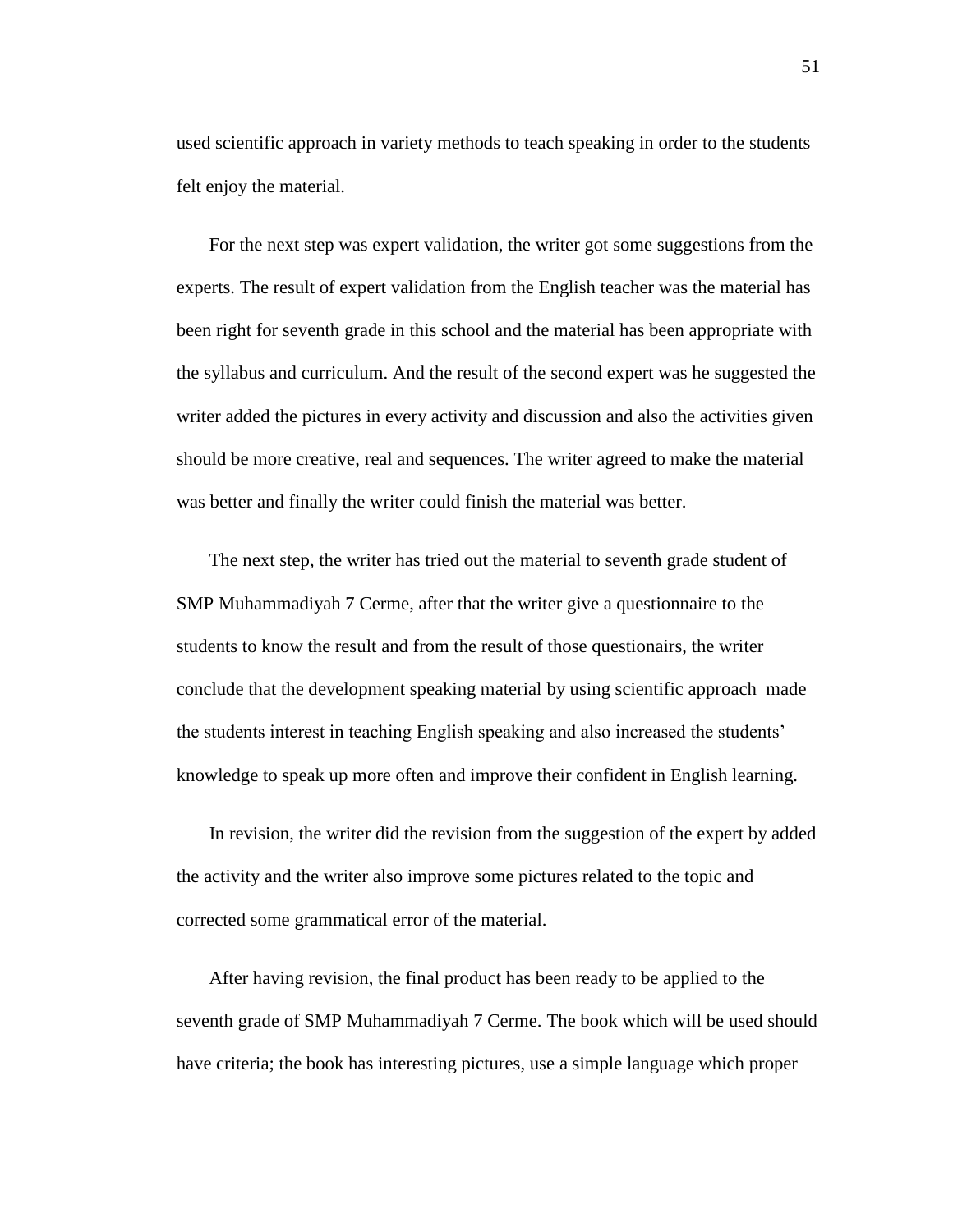used scientific approach in variety methods to teach speaking in order to the students felt enjoy the material.

For the next step was expert validation, the writer got some suggestions from the experts. The result of expert validation from the English teacher was the material has been right for seventh grade in this school and the material has been appropriate with the syllabus and curriculum. And the result of the second expert was he suggested the writer added the pictures in every activity and discussion and also the activities given should be more creative, real and sequences. The writer agreed to make the material was better and finally the writer could finish the material was better.

The next step, the writer has tried out the material to seventh grade student of SMP Muhammadiyah 7 Cerme, after that the writer give a questionnaire to the students to know the result and from the result of those questionairs, the writer conclude that the development speaking material by using scientific approach made the students interest in teaching English speaking and also increased the students' knowledge to speak up more often and improve their confident in English learning.

In revision, the writer did the revision from the suggestion of the expert by added the activity and the writer also improve some pictures related to the topic and corrected some grammatical error of the material.

After having revision, the final product has been ready to be applied to the seventh grade of SMP Muhammadiyah 7 Cerme. The book which will be used should have criteria; the book has interesting pictures, use a simple language which proper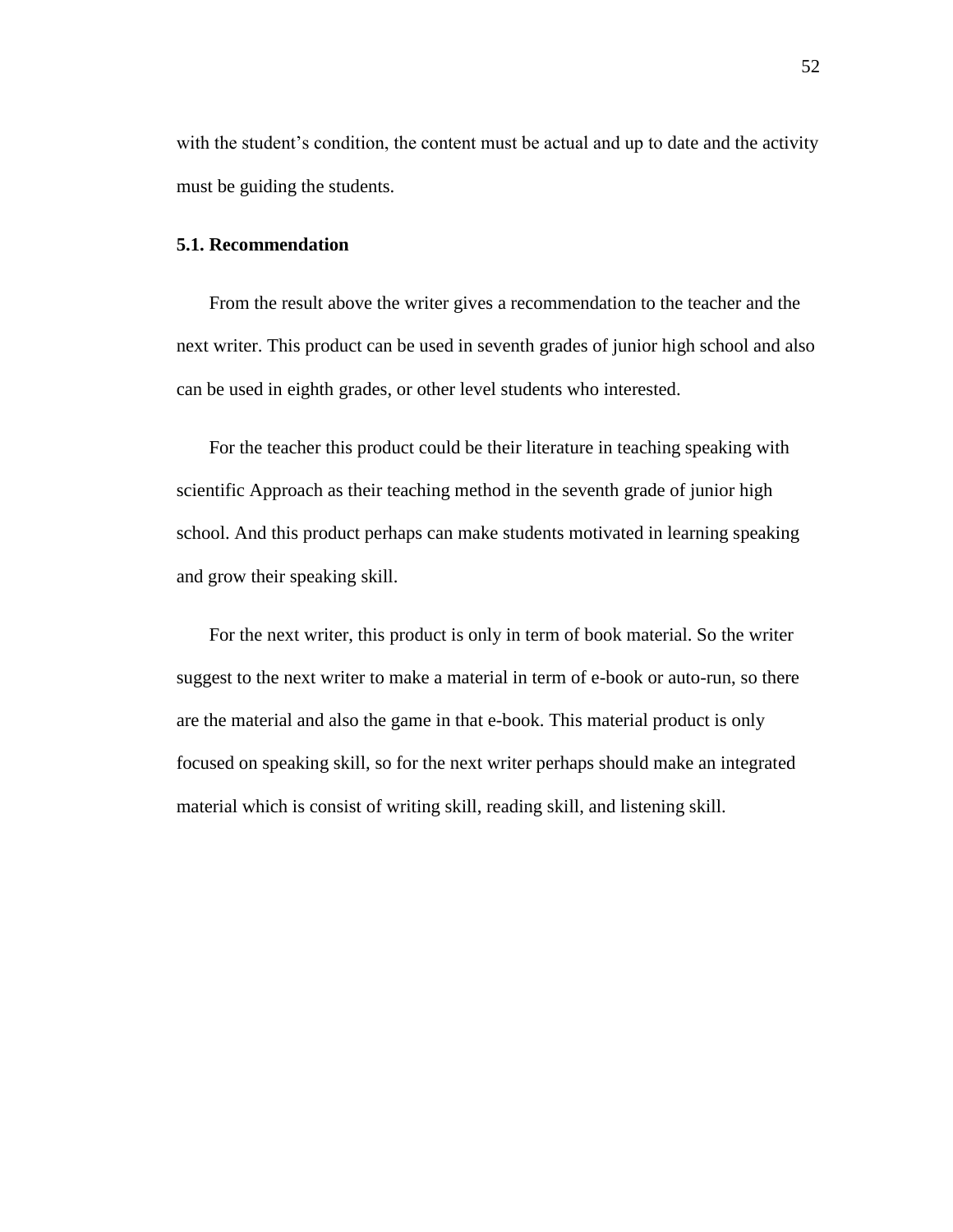with the student's condition, the content must be actual and up to date and the activity must be guiding the students.

### 5.1. Recommendation

From the result above the writer gives a recommendation to the teacher and the next writer. This product can be used in seventh grades of junior high school and also can be used in eighth grades, or other level students who interested.

For the teacher this product could be their literature in teaching speaking with scientific Approach as their teaching method in the seventh grade of junior high school. And this product perhaps can make students motivated in learning speaking and grow their speaking skill.

For the next writer, this product is only in term of book material. So the writer suggest to the next writer to make a material in term of e-book or auto-run, so there are the material and also the game in that e-book. This material product is only focused on speaking skill, so for the next writer perhaps should make an integrated material which is consist of writing skill, reading skill, and listening skill.